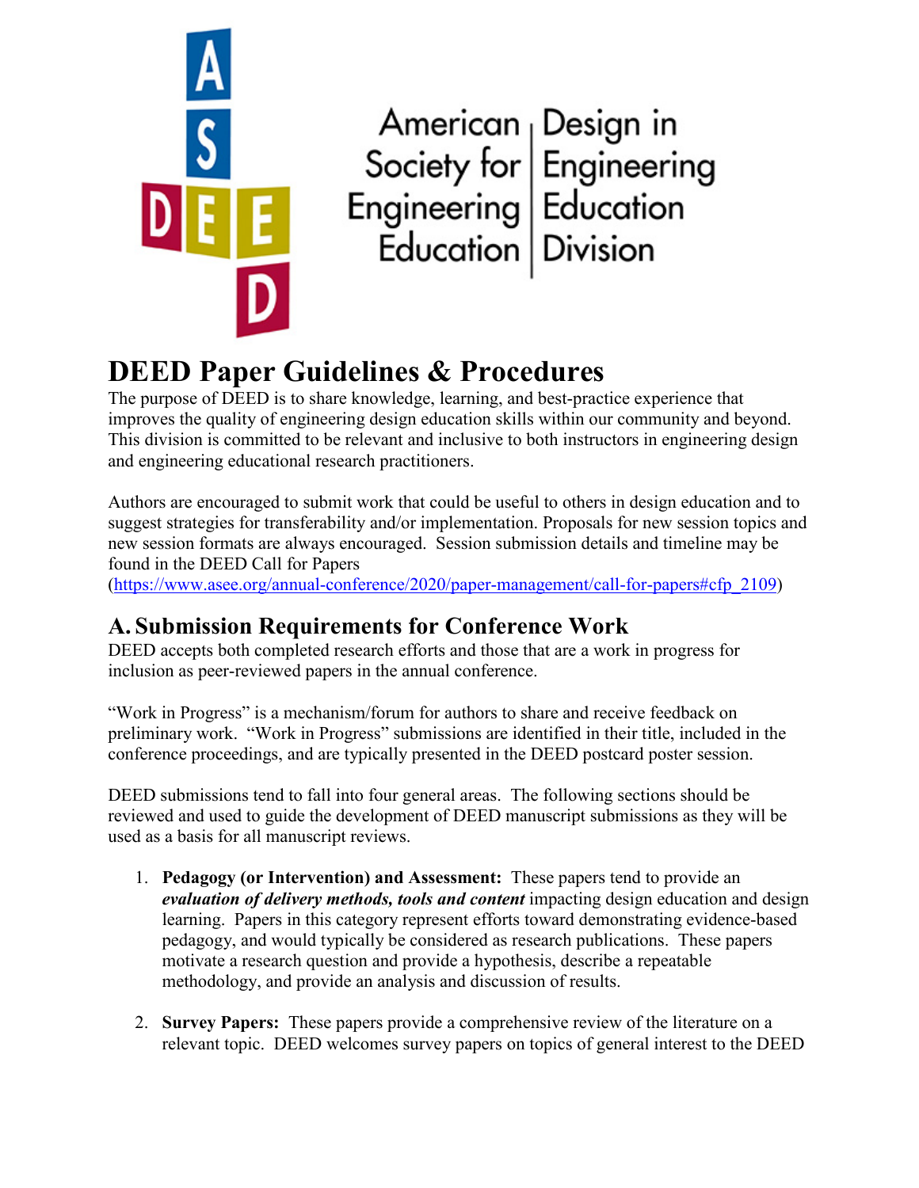American Society for Engineering Education | Design in Engineering Education Division

# DEED Paper Guidelines & Procedures

The purpose of DEED is to share knowledge, learning, and best-practice experience that improves the quality of engineering design education skills within our community and beyond. This division is committed to be relevant and inclusive to both instructors in engineering design and engineering educational research practitioners.

Authors are encouraged to submit work that could be useful to others in design education and to suggest strategies for transferability and/or implementation. Proposals for new session topics and new session formats are always encouraged. Session submission details and timeline may be found in the DEED Call for Papers (https://www.asee.org/annual-conference/2020/paper-management/call-for-papers#cfp_2109)

## A. Submission Requirements for Conference Work

DEED accepts both completed research efforts and those that are a work in progress for inclusion as peer-reviewed papers in the annual conference.

"Work in Progress" is a mechanism/forum for authors to share and receive feedback on preliminary work. "Work in Progress" submissions are identified in their title, included in the conference proceedings, and are typically presented in the DEED postcard poster session.

DEED submissions tend to fall into four general areas. The following sections should be reviewed and used to guide the development of DEED manuscript submissions as they will be used as a basis for all manuscript reviews.

1. **Pedagogy (or Intervention) and Assessment:** These papers tend to provide an ***evaluation of delivery methods, tools and content*** impacting design education and design learning. Papers in this category represent efforts toward demonstrating evidence-based pedagogy, and would typically be considered as research publications. These papers motivate a research question and provide a hypothesis, describe a repeatable methodology, and provide an analysis and discussion of results.

2. **Survey Papers:** These papers provide a comprehensive review of the literature on a relevant topic. DEED welcomes survey papers on topics of general interest to the DEED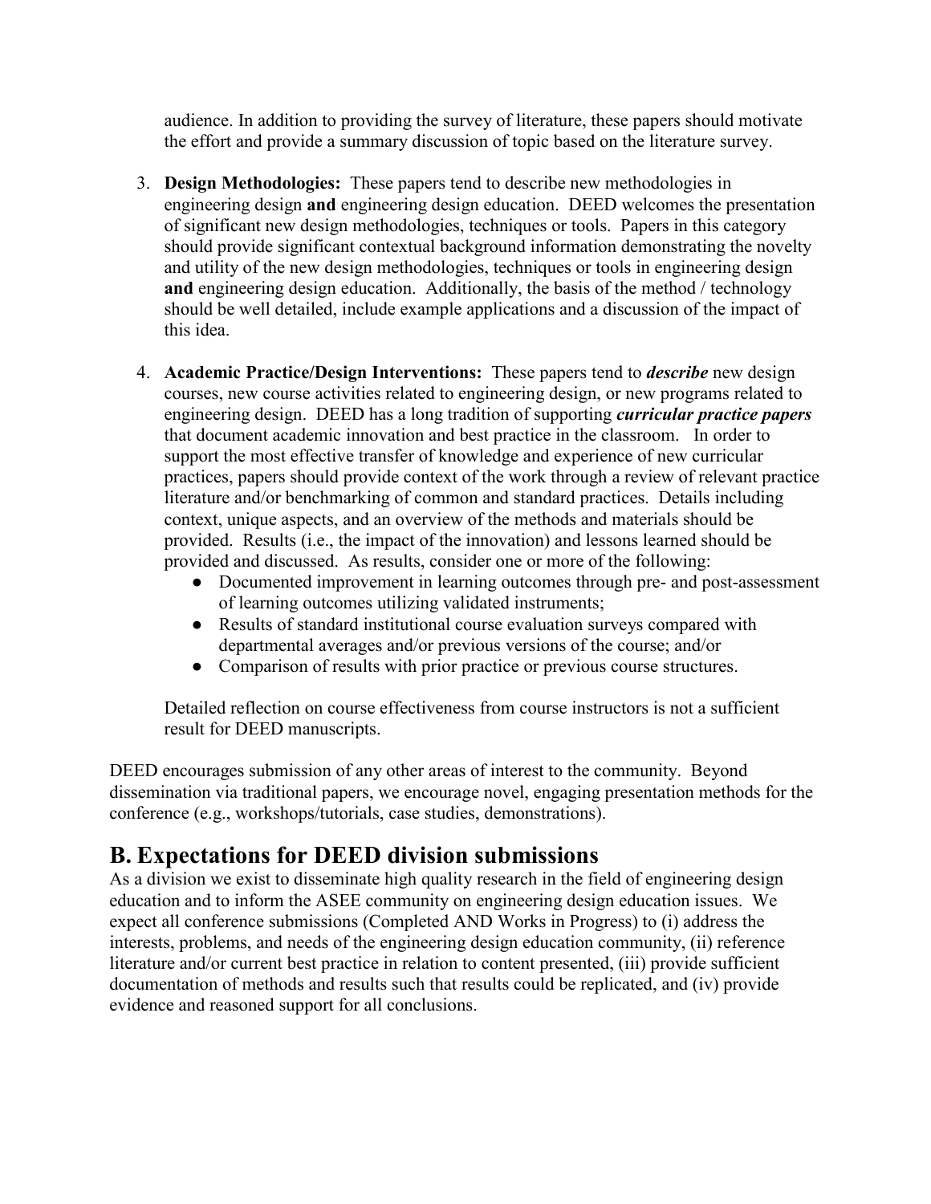audience. In addition to providing the survey of literature, these papers should motivate the effort and provide a summary discussion of topic based on the literature survey.

3. **Design Methodologies:** These papers tend to describe new methodologies in engineering design **and** engineering design education. DEED welcomes the presentation of significant new design methodologies, techniques or tools. Papers in this category should provide significant contextual background information demonstrating the novelty and utility of the new design methodologies, techniques or tools in engineering design **and** engineering design education. Additionally, the basis of the method / technology should be well detailed, include example applications and a discussion of the impact of this idea.

4. **Academic Practice/Design Interventions:** These papers tend to ***describe*** new design courses, new course activities related to engineering design, or new programs related to engineering design. DEED has a long tradition of supporting ***curricular practice papers*** that document academic innovation and best practice in the classroom. In order to support the most effective transfer of knowledge and experience of new curricular practices, papers should provide context of the work through a review of relevant practice literature and/or benchmarking of common and standard practices. Details including context, unique aspects, and an overview of the methods and materials should be provided. Results (i.e., the impact of the innovation) and lessons learned should be provided and discussed. As results, consider one or more of the following:
    - Documented improvement in learning outcomes through pre- and post-assessment of learning outcomes utilizing validated instruments;
    - Results of standard institutional course evaluation surveys compared with departmental averages and/or previous versions of the course; and/or
    - Comparison of results with prior practice or previous course structures.

    Detailed reflection on course effectiveness from course instructors is not a sufficient result for DEED manuscripts.

DEED encourages submission of any other areas of interest to the community. Beyond dissemination via traditional papers, we encourage novel, engaging presentation methods for the conference (e.g., workshops/tutorials, case studies, demonstrations).

## B. Expectations for DEED division submissions

As a division we exist to disseminate high quality research in the field of engineering design education and to inform the ASEE community on engineering design education issues. We expect all conference submissions (Completed AND Works in Progress) to (i) address the interests, problems, and needs of the engineering design education community, (ii) reference literature and/or current best practice in relation to content presented, (iii) provide sufficient documentation of methods and results such that results could be replicated, and (iv) provide evidence and reasoned support for all conclusions.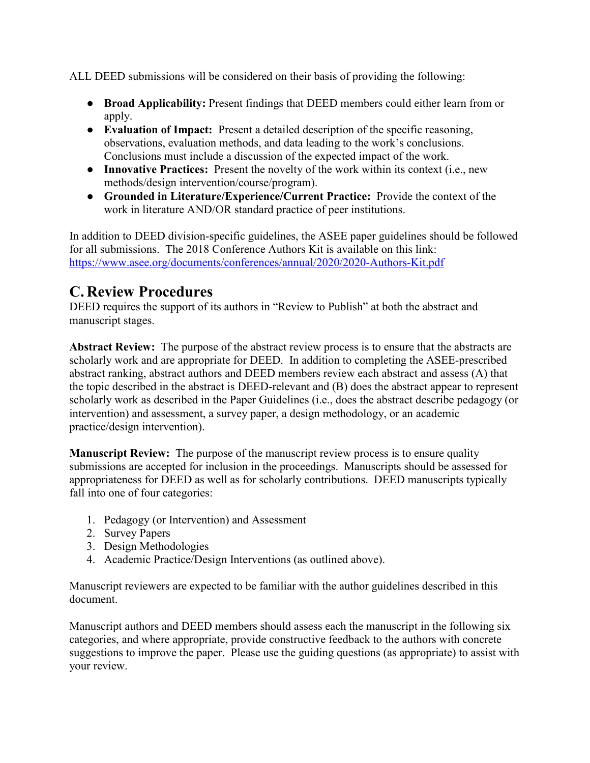ALL DEED submissions will be considered on their basis of providing the following:

- **Broad Applicability:** Present findings that DEED members could either learn from or apply.
- **Evaluation of Impact:** Present a detailed description of the specific reasoning, observations, evaluation methods, and data leading to the work's conclusions. Conclusions must include a discussion of the expected impact of the work.
- **Innovative Practices:** Present the novelty of the work within its context (i.e., new methods/design intervention/course/program).
- **Grounded in Literature/Experience/Current Practice:** Provide the context of the work in literature AND/OR standard practice of peer institutions.

In addition to DEED division-specific guidelines, the ASEE paper guidelines should be followed for all submissions. The 2018 Conference Authors Kit is available on this link: https://www.asee.org/documents/conferences/annual/2020/2020-Authors-Kit.pdf

## C. Review Procedures

DEED requires the support of its authors in "Review to Publish" at both the abstract and manuscript stages.

**Abstract Review:** The purpose of the abstract review process is to ensure that the abstracts are scholarly work and are appropriate for DEED. In addition to completing the ASEE-prescribed abstract ranking, abstract authors and DEED members review each abstract and assess (A) that the topic described in the abstract is DEED-relevant and (B) does the abstract appear to represent scholarly work as described in the Paper Guidelines (i.e., does the abstract describe pedagogy (or intervention) and assessment, a survey paper, a design methodology, or an academic practice/design intervention).

**Manuscript Review:** The purpose of the manuscript review process is to ensure quality submissions are accepted for inclusion in the proceedings. Manuscripts should be assessed for appropriateness for DEED as well as for scholarly contributions. DEED manuscripts typically fall into one of four categories:

1. Pedagogy (or Intervention) and Assessment
2. Survey Papers
3. Design Methodologies
4. Academic Practice/Design Interventions (as outlined above).

Manuscript reviewers are expected to be familiar with the author guidelines described in this document.

Manuscript authors and DEED members should assess each the manuscript in the following six categories, and where appropriate, provide constructive feedback to the authors with concrete suggestions to improve the paper. Please use the guiding questions (as appropriate) to assist with your review.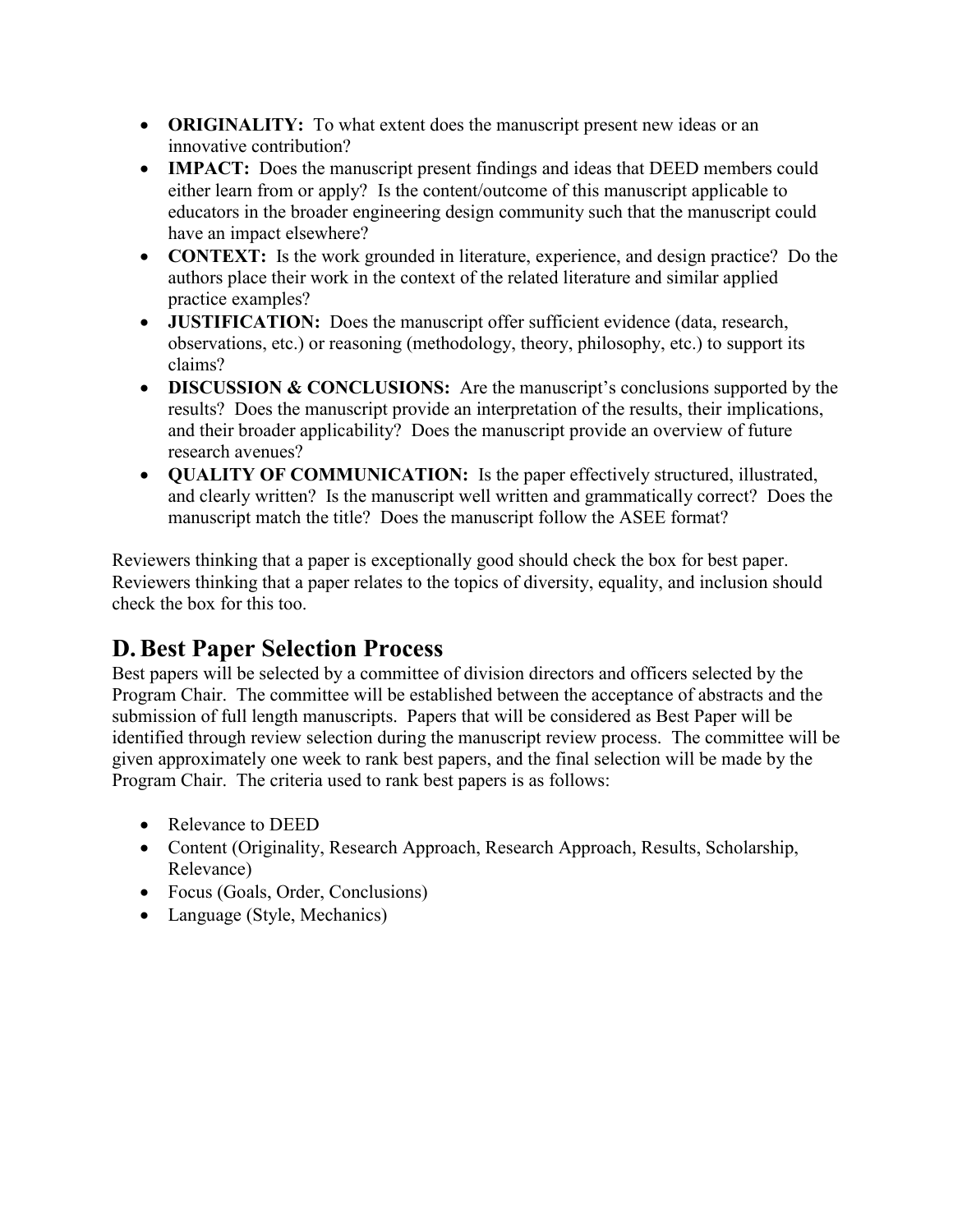- **ORIGINALITY:** To what extent does the manuscript present new ideas or an innovative contribution?
- **IMPACT:** Does the manuscript present findings and ideas that DEED members could either learn from or apply? Is the content/outcome of this manuscript applicable to educators in the broader engineering design community such that the manuscript could have an impact elsewhere?
- **CONTEXT:** Is the work grounded in literature, experience, and design practice? Do the authors place their work in the context of the related literature and similar applied practice examples?
- **JUSTIFICATION:** Does the manuscript offer sufficient evidence (data, research, observations, etc.) or reasoning (methodology, theory, philosophy, etc.) to support its claims?
- **DISCUSSION & CONCLUSIONS:** Are the manuscript's conclusions supported by the results? Does the manuscript provide an interpretation of the results, their implications, and their broader applicability? Does the manuscript provide an overview of future research avenues?
- **QUALITY OF COMMUNICATION:** Is the paper effectively structured, illustrated, and clearly written? Is the manuscript well written and grammatically correct? Does the manuscript match the title? Does the manuscript follow the ASEE format?

Reviewers thinking that a paper is exceptionally good should check the box for best paper. Reviewers thinking that a paper relates to the topics of diversity, equality, and inclusion should check the box for this too.

## D. Best Paper Selection Process

Best papers will be selected by a committee of division directors and officers selected by the Program Chair. The committee will be established between the acceptance of abstracts and the submission of full length manuscripts. Papers that will be considered as Best Paper will be identified through review selection during the manuscript review process. The committee will be given approximately one week to rank best papers, and the final selection will be made by the Program Chair. The criteria used to rank best papers is as follows:

- Relevance to DEED
- Content (Originality, Research Approach, Research Approach, Results, Scholarship, Relevance)
- Focus (Goals, Order, Conclusions)
- Language (Style, Mechanics)